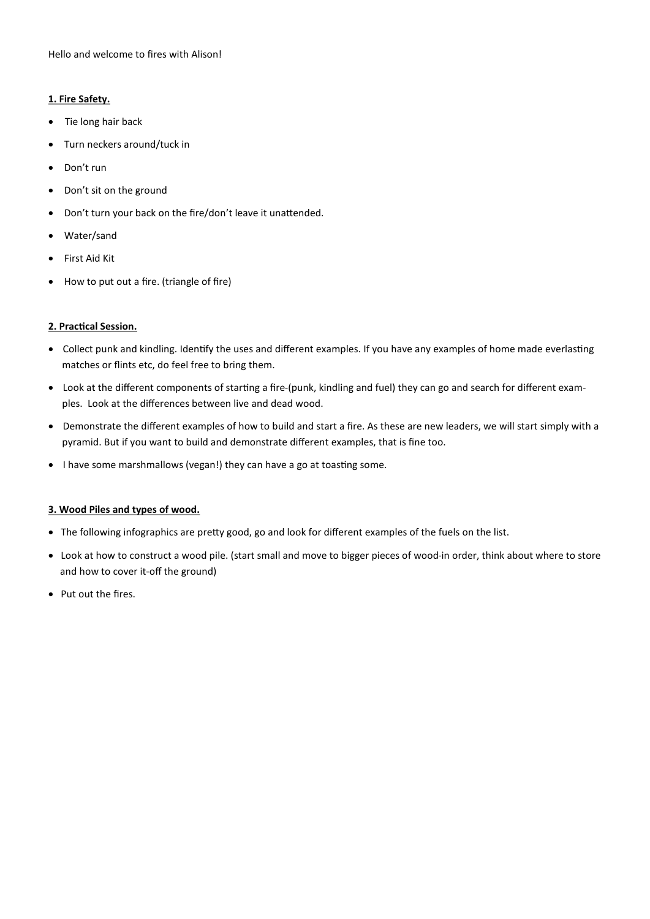Hello and welcome to fires with Alison!

**1. Fire Safety.**

- Tie long hair back
- Turn neckers around/tuck in
- Don't run
- Don't sit on the ground
- Don't turn your back on the fire/don't leave it unattended.
- Water/sand
- First Aid Kit
- How to put out a fire. (triangle of fire)

**2. Practical Session.**

- Collect punk and kindling. Identify the uses and different examples. If you have any examples of home made everlasting matches or flints etc, do feel free to bring them.
- Look at the different components of starting a fire-(punk, kindling and fuel) they can go and search for different examples. Look at the differences between live and dead wood.
- Demonstrate the different examples of how to build and start a fire. As these are new leaders, we will start simply with a pyramid. But if you want to build and demonstrate different examples, that is fine too.
- I have some marshmallows (vegan!) they can have a go at toasting some.

**3. Wood Piles and types of wood.**

- The following infographics are pretty good, go and look for different examples of the fuels on the list.
- Look at how to construct a wood pile. (start small and move to bigger pieces of wood-in order, think about where to store and how to cover it-off the ground)
- Put out the fires.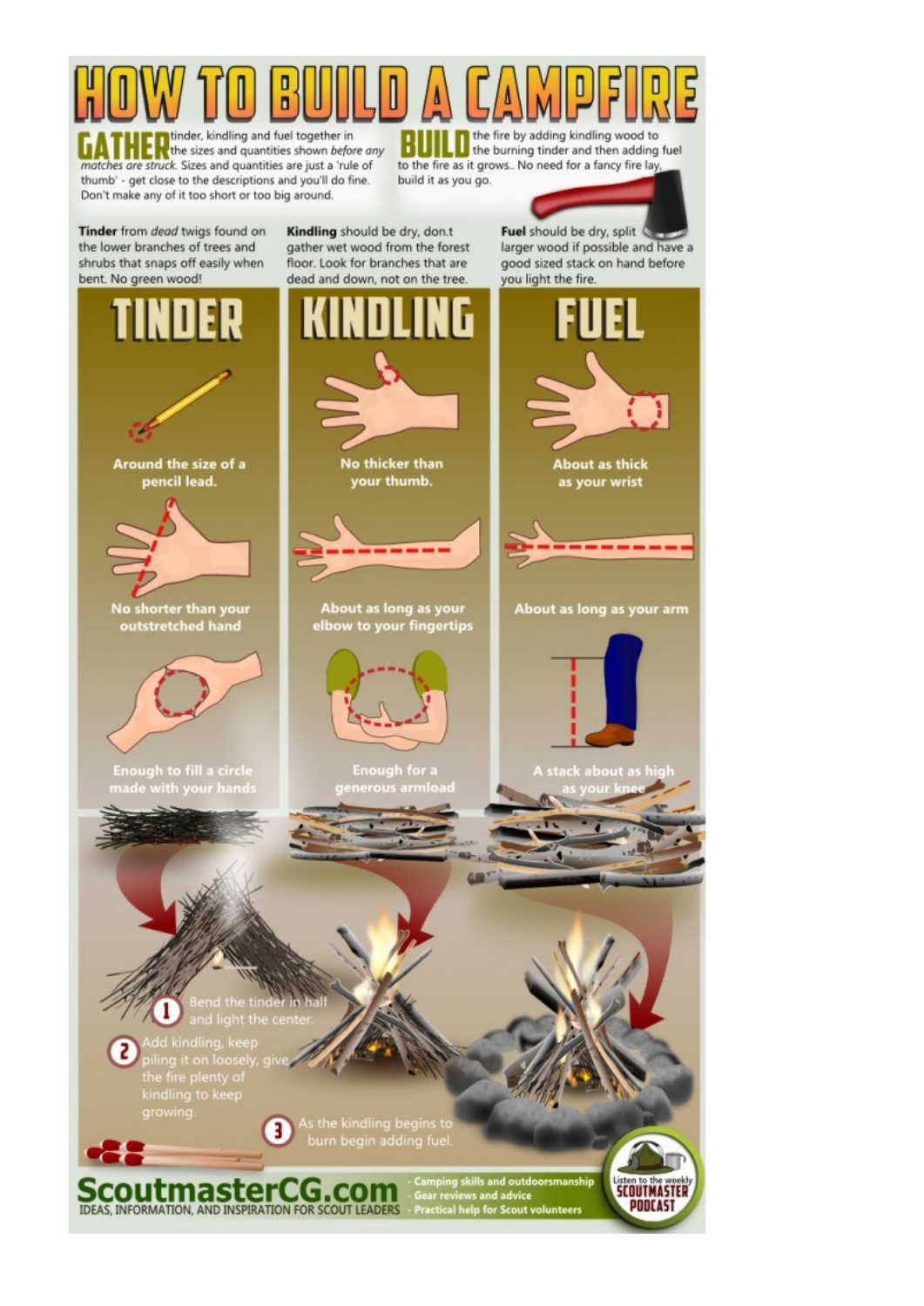# HOW TO BUILD A CAMPFIRE

**GATHER** tinder, kindling and fuel together in the sizes and quantities shown *before any matches are struck*. Sizes and quantities are just a 'rule of thumb' - get close to the descriptions and you'll do fine. Don't make any of it too short or too big around.

**BUILD** the fire by adding kindling wood to the burning tinder and then adding fuel to the fire as it grows.. No need for a fancy fire lay, build it as you go.

**Tinder** from *dead* twigs found on the lower branches of trees and shrubs that snaps off easily when bent. No green wood!

**Kindling** should be dry, don.t gather wet wood from the forest floor. Look for branches that are dead and down, not on the tree.

**Fuel** should be dry, split larger wood if possible and have a good sized stack on hand before you light the fire.

## TINDER

Around the size of a pencil lead.

No shorter than your outstretched hand

Enough to fill a circle made with your hands

## KINDLING

No thicker than your thumb.

About as long as your elbow to your fingertips

Enough for a generous armload

## FUEL

About as thick as your wrist

About as long as your arm

A stack about as high as your knee

1. Bend the tinder in half and light the center.
2. Add kindling, keep piling it on loosely, give the fire plenty of kindling to keep growing.
3. As the kindling begins to burn begin adding fuel.

**ScoutmasterCG.com**
IDEAS, INFORMATION, AND INSPIRATION FOR SCOUT LEADERS

- Camping skills and outdoorsmanship
- Gear reviews and advice
- Practical help for Scout volunteers

Listen to the weekly SCOUTMASTER PODCAST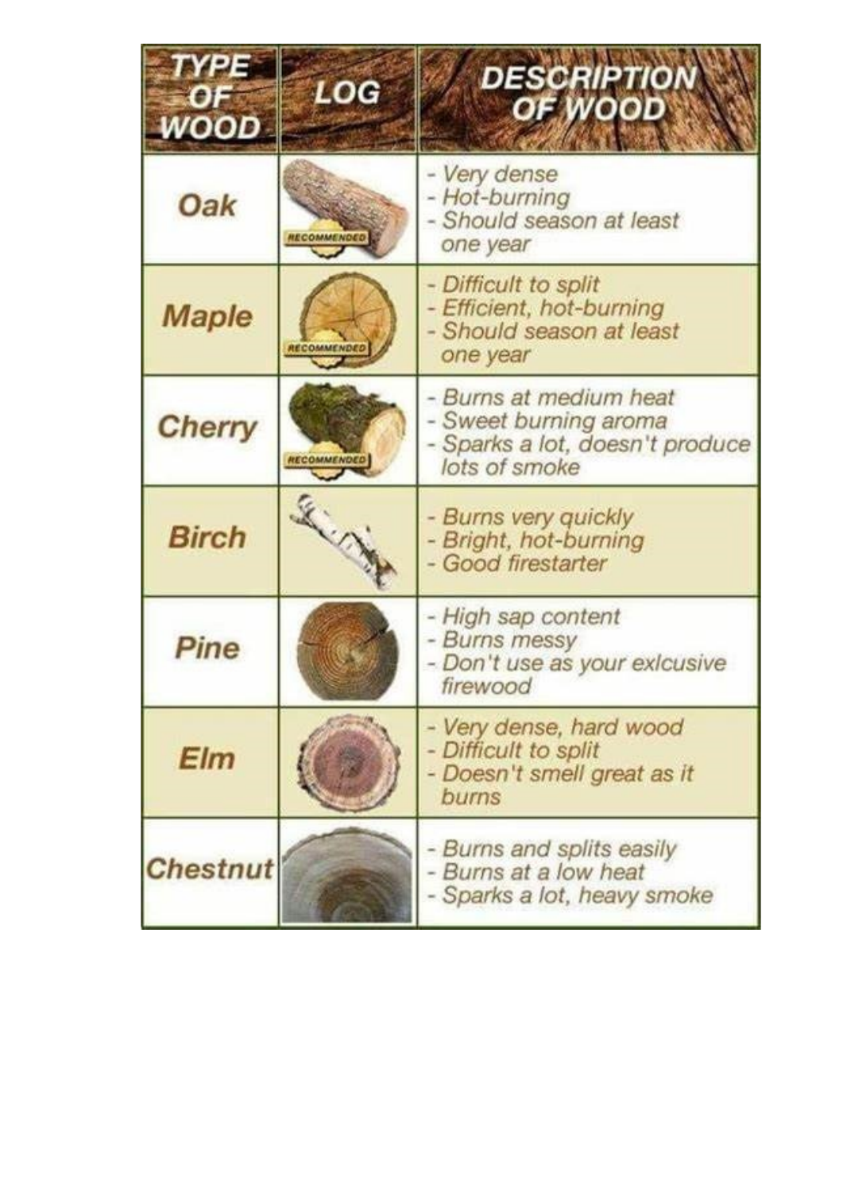| TYPE OF WOOD | LOG | DESCRIPTION OF WOOD |
|---|---|---|
| **Oak** | RECOMMENDED | - Very dense<br>- Hot-burning<br>- Should season at least one year |
| **Maple** | RECOMMENDED | - Difficult to split<br>- Efficient, hot-burning<br>- Should season at least one year |
| **Cherry** | RECOMMENDED | - Burns at medium heat<br>- Sweet burning aroma<br>- Sparks a lot, doesn't produce lots of smoke |
| **Birch** | | - Burns very quickly<br>- Bright, hot-burning<br>- Good firestarter |
| **Pine** | | - High sap content<br>- Burns messy<br>- Don't use as your exlcusive firewood |
| **Elm** | | - Very dense, hard wood<br>- Difficult to split<br>- Doesn't smell great as it burns |
| **Chestnut** | | - Burns and splits easily<br>- Burns at a low heat<br>- Sparks a lot, heavy smoke |